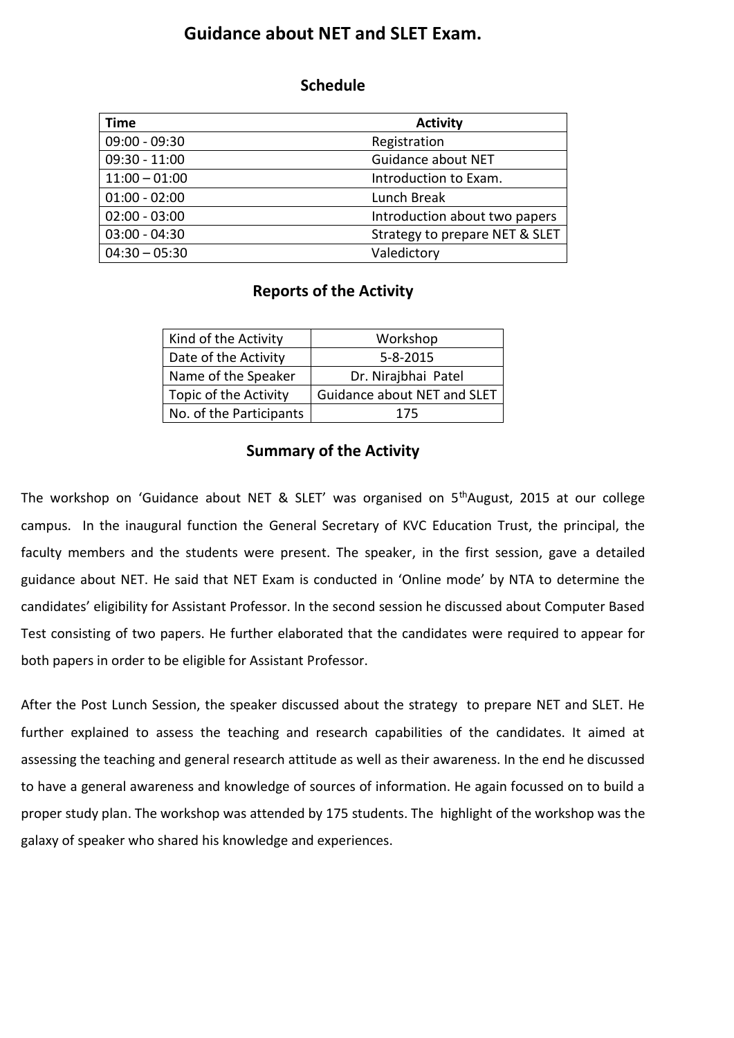# Guidance about NET and SLET Exam.

## Schedule

| Time | Activity |
|---|---|
| 09:00 - 09:30 | Registration |
| 09:30 - 11:00 | Guidance about NET |
| 11:00 – 01:00 | Introduction to Exam. |
| 01:00 - 02:00 | Lunch Break |
| 02:00 - 03:00 | Introduction about two papers |
| 03:00 - 04:30 | Strategy to prepare NET & SLET |
| 04:30 – 05:30 | Valedictory |

## Reports of the Activity

| Kind of the Activity | Workshop |
|---|---|
| Date of the Activity | 5-8-2015 |
| Name of the Speaker | Dr. Nirajbhai Patel |
| Topic of the Activity | Guidance about NET and SLET |
| No. of the Participants | 175 |

## Summary of the Activity

The workshop on 'Guidance about NET & SLET' was organised on 5thAugust, 2015 at our college campus. In the inaugural function the General Secretary of KVC Education Trust, the principal, the faculty members and the students were present. The speaker, in the first session, gave a detailed guidance about NET. He said that NET Exam is conducted in 'Online mode' by NTA to determine the candidates' eligibility for Assistant Professor. In the second session he discussed about Computer Based Test consisting of two papers. He further elaborated that the candidates were required to appear for both papers in order to be eligible for Assistant Professor.

After the Post Lunch Session, the speaker discussed about the strategy to prepare NET and SLET. He further explained to assess the teaching and research capabilities of the candidates. It aimed at assessing the teaching and general research attitude as well as their awareness. In the end he discussed to have a general awareness and knowledge of sources of information. He again focussed on to build a proper study plan. The workshop was attended by 175 students. The highlight of the workshop was the galaxy of speaker who shared his knowledge and experiences.